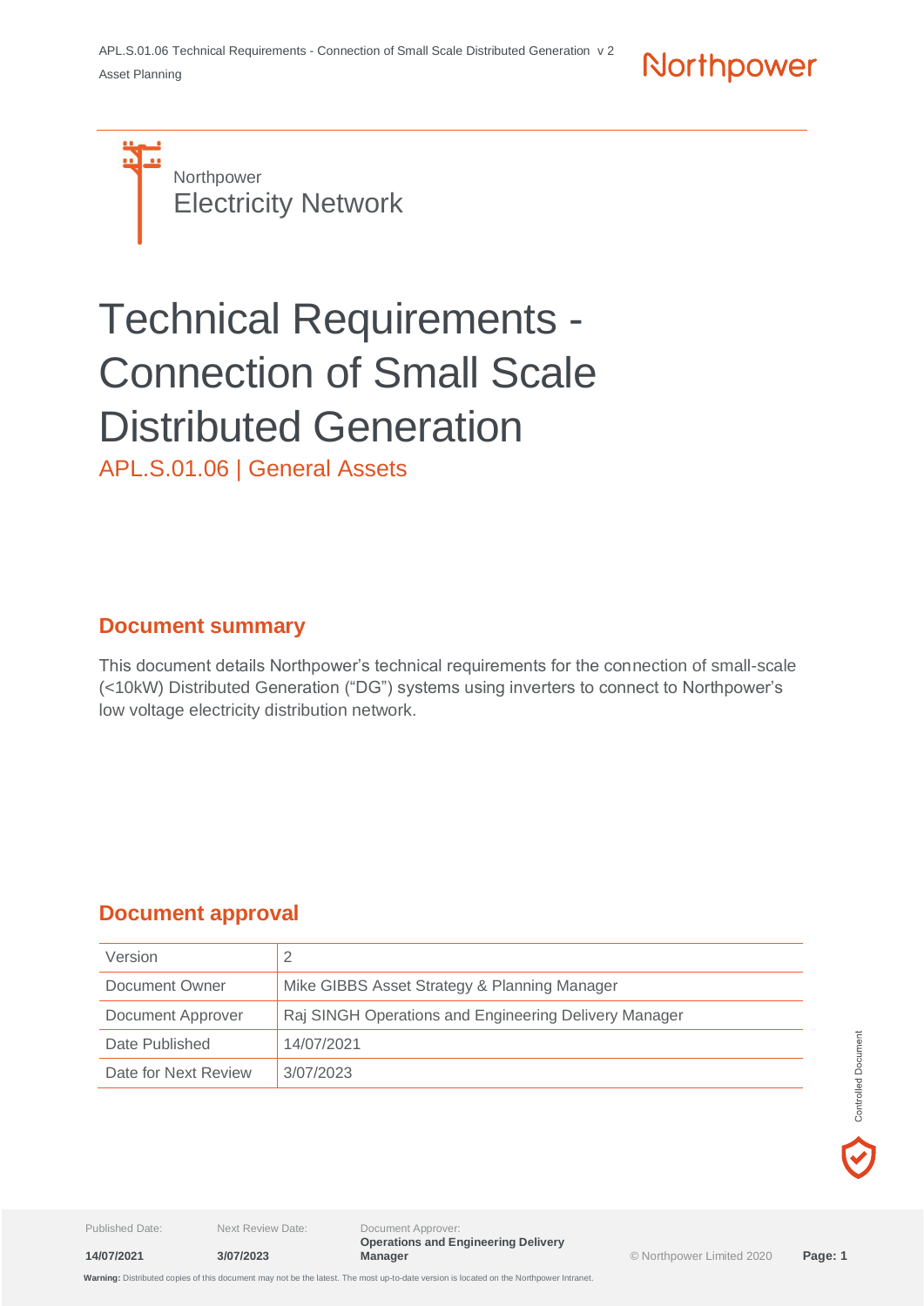Northpower
Electricity Network

# Technical Requirements - Connection of Small Scale Distributed Generation

APL.S.01.06 | General Assets

## Document summary

This document details Northpower's technical requirements for the connection of small-scale (<10kW) Distributed Generation ("DG") systems using inverters to connect to Northpower's low voltage electricity distribution network.

## Document approval

| Version | 2 |
|---|---|
| Document Owner | Mike GIBBS Asset Strategy & Planning Manager |
| Document Approver | Raj SINGH Operations and Engineering Delivery Manager |
| Date Published | 14/07/2021 |
| Date for Next Review | 3/07/2023 |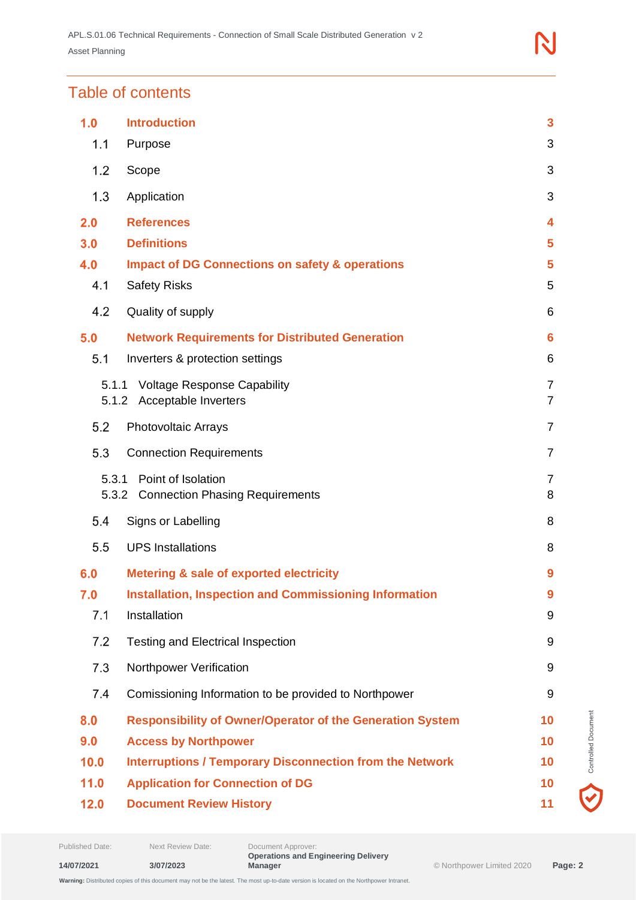# Table of contents

| | | |
|---|---|---|
| **1.0** | **Introduction** | **3** |
| 1.1 | Purpose | 3 |
| 1.2 | Scope | 3 |
| 1.3 | Application | 3 |
| **2.0** | **References** | **4** |
| **3.0** | **Definitions** | **5** |
| **4.0** | **Impact of DG Connections on safety & operations** | **5** |
| 4.1 | Safety Risks | 5 |
| 4.2 | Quality of supply | 6 |
| **5.0** | **Network Requirements for Distributed Generation** | **6** |
| 5.1 | Inverters & protection settings | 6 |
| 5.1.1 | Voltage Response Capability | 7 |
| 5.1.2 | Acceptable Inverters | 7 |
| 5.2 | Photovoltaic Arrays | 7 |
| 5.3 | Connection Requirements | 7 |
| 5.3.1 | Point of Isolation | 7 |
| 5.3.2 | Connection Phasing Requirements | 8 |
| 5.4 | Signs or Labelling | 8 |
| 5.5 | UPS Installations | 8 |
| **6.0** | **Metering & sale of exported electricity** | **9** |
| **7.0** | **Installation, Inspection and Commissioning Information** | **9** |
| 7.1 | Installation | 9 |
| 7.2 | Testing and Electrical Inspection | 9 |
| 7.3 | Northpower Verification | 9 |
| 7.4 | Comissioning Information to be provided to Northpower | 9 |
| **8.0** | **Responsibility of Owner/Operator of the Generation System** | **10** |
| **9.0** | **Access by Northpower** | **10** |
| **10.0** | **Interruptions / Temporary Disconnection from the Network** | **10** |
| **11.0** | **Application for Connection of DG** | **10** |
| **12.0** | **Document Review History** | **11** |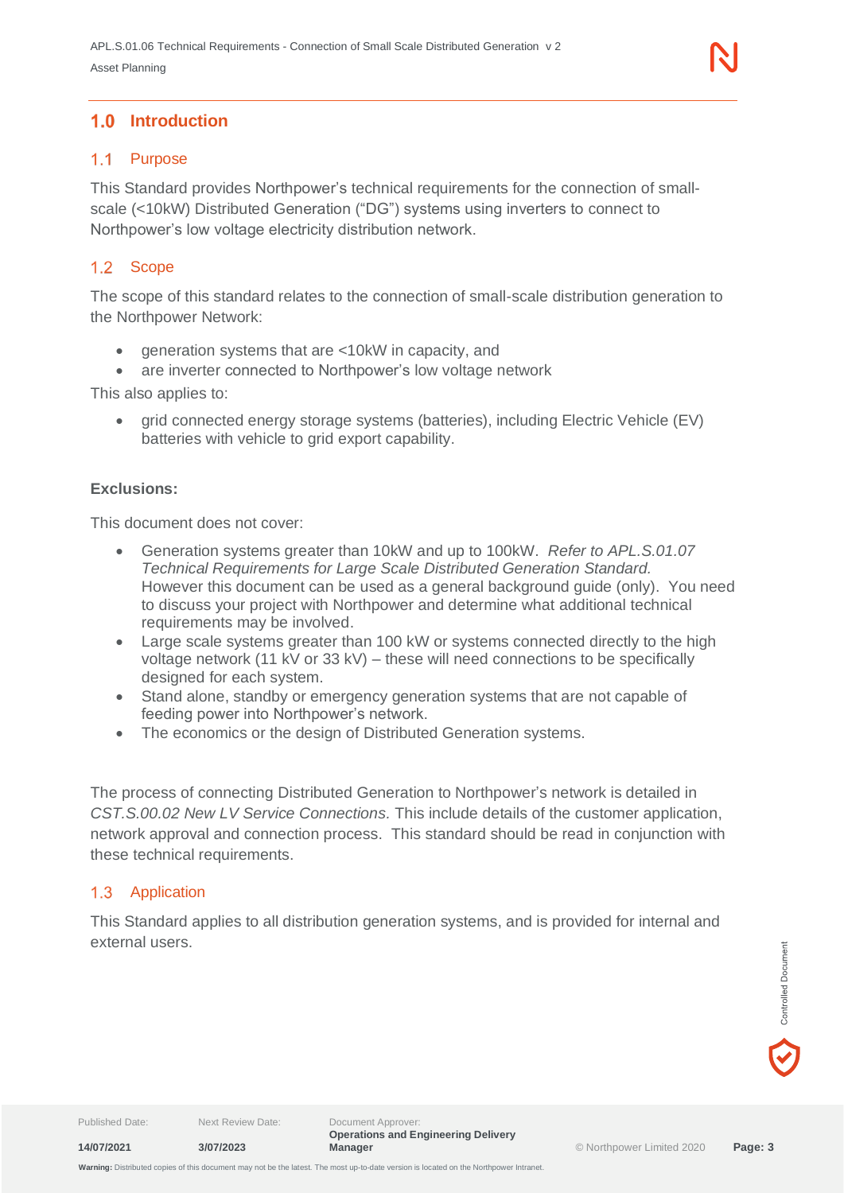# 1.0 Introduction

## 1.1 Purpose

This Standard provides Northpower's technical requirements for the connection of small-scale (<10kW) Distributed Generation ("DG") systems using inverters to connect to Northpower's low voltage electricity distribution network.

## 1.2 Scope

The scope of this standard relates to the connection of small-scale distribution generation to the Northpower Network:

- generation systems that are <10kW in capacity, and
- are inverter connected to Northpower's low voltage network

This also applies to:

- grid connected energy storage systems (batteries), including Electric Vehicle (EV) batteries with vehicle to grid export capability.

**Exclusions:**

This document does not cover:

- Generation systems greater than 10kW and up to 100kW. *Refer to APL.S.01.07 Technical Requirements for Large Scale Distributed Generation Standard.* However this document can be used as a general background guide (only). You need to discuss your project with Northpower and determine what additional technical requirements may be involved.
- Large scale systems greater than 100 kW or systems connected directly to the high voltage network (11 kV or 33 kV) – these will need connections to be specifically designed for each system.
- Stand alone, standby or emergency generation systems that are not capable of feeding power into Northpower's network.
- The economics or the design of Distributed Generation systems.

The process of connecting Distributed Generation to Northpower's network is detailed in *CST.S.00.02 New LV Service Connections*. This include details of the customer application, network approval and connection process. This standard should be read in conjunction with these technical requirements.

## 1.3 Application

This Standard applies to all distribution generation systems, and is provided for internal and external users.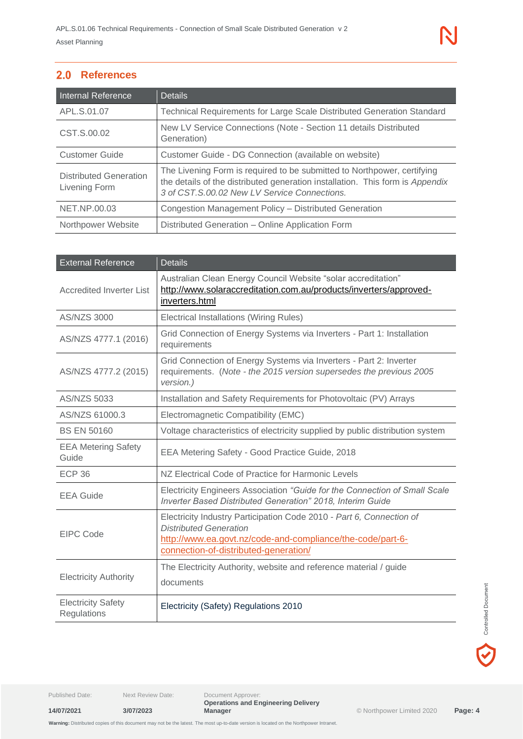## 2.0 References

| Internal Reference | Details |
|---|---|
| APL.S.01.07 | Technical Requirements for Large Scale Distributed Generation Standard |
| CST.S.00.02 | New LV Service Connections (Note - Section 11 details Distributed Generation) |
| Customer Guide | Customer Guide - DG Connection (available on website) |
| Distributed Generation Livening Form | The Livening Form is required to be submitted to Northpower, certifying the details of the distributed generation installation. This form is *Appendix 3 of CST.S.00.02 New LV Service Connections.* |
| NET.NP.00.03 | Congestion Management Policy – Distributed Generation |
| Northpower Website | Distributed Generation – Online Application Form |

| External Reference | Details |
|---|---|
| Accredited Inverter List | Australian Clean Energy Council Website "solar accreditation" http://www.solaraccreditation.com.au/products/inverters/approved-inverters.html |
| AS/NZS 3000 | Electrical Installations (Wiring Rules) |
| AS/NZS 4777.1 (2016) | Grid Connection of Energy Systems via Inverters - Part 1: Installation requirements |
| AS/NZS 4777.2 (2015) | Grid Connection of Energy Systems via Inverters - Part 2: Inverter requirements. (*Note - the 2015 version supersedes the previous 2005 version.)* |
| AS/NZS 5033 | Installation and Safety Requirements for Photovoltaic (PV) Arrays |
| AS/NZS 61000.3 | Electromagnetic Compatibility (EMC) |
| BS EN 50160 | Voltage characteristics of electricity supplied by public distribution system |
| EEA Metering Safety Guide | EEA Metering Safety - Good Practice Guide, 2018 |
| ECP 36 | NZ Electrical Code of Practice for Harmonic Levels |
| EEA Guide | Electricity Engineers Association *"Guide for the Connection of Small Scale Inverter Based Distributed Generation" 2018, Interim Guide* |
| EIPC Code | Electricity Industry Participation Code 2010 - *Part 6, Connection of Distributed Generation* http://www.ea.govt.nz/code-and-compliance/the-code/part-6-connection-of-distributed-generation/ |
| Electricity Authority | The Electricity Authority, website and reference material / guide documents |
| Electricity Safety Regulations | Electricity (Safety) Regulations 2010 |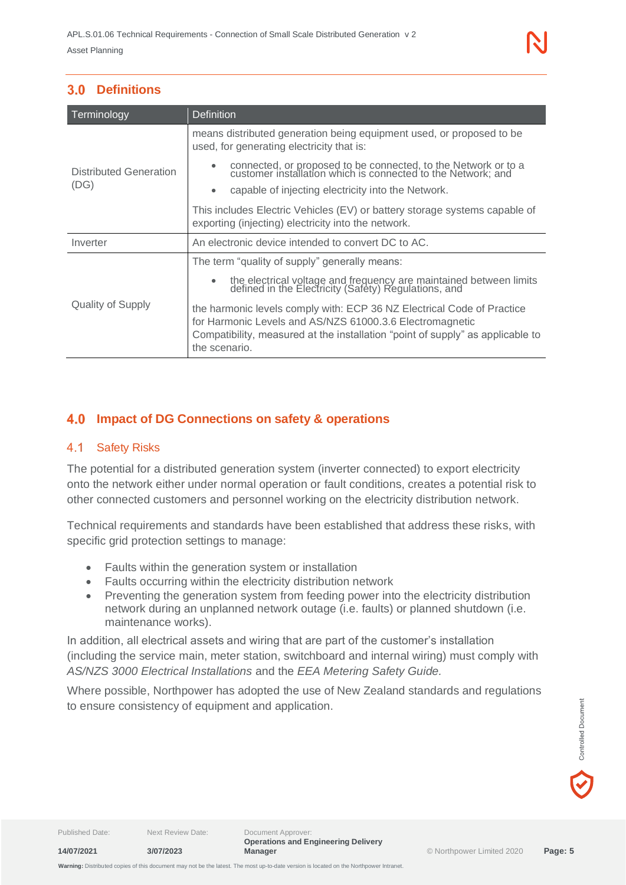## 3.0 Definitions

| Terminology | Definition |
| --- | --- |
| Distributed Generation (DG) | means distributed generation being equipment used, or proposed to be used, for generating electricity that is:<br>• connected, or proposed to be connected, to the Network or to a customer installation which is connected to the Network; and<br>• capable of injecting electricity into the Network.<br>This includes Electric Vehicles (EV) or battery storage systems capable of exporting (injecting) electricity into the network. |
| Inverter | An electronic device intended to convert DC to AC. |
| Quality of Supply | The term "quality of supply" generally means:<br>• the electrical voltage and frequency are maintained between limits defined in the Electricity (Safety) Regulations, and<br>the harmonic levels comply with: ECP 36 NZ Electrical Code of Practice for Harmonic Levels and AS/NZS 61000.3.6 Electromagnetic Compatibility, measured at the installation "point of supply" as applicable to the scenario. |

## 4.0 Impact of DG Connections on safety & operations

### 4.1 Safety Risks

The potential for a distributed generation system (inverter connected) to export electricity onto the network either under normal operation or fault conditions, creates a potential risk to other connected customers and personnel working on the electricity distribution network.

Technical requirements and standards have been established that address these risks, with specific grid protection settings to manage:

- Faults within the generation system or installation
- Faults occurring within the electricity distribution network
- Preventing the generation system from feeding power into the electricity distribution network during an unplanned network outage (i.e. faults) or planned shutdown (i.e. maintenance works).

In addition, all electrical assets and wiring that are part of the customer's installation (including the service main, meter station, switchboard and internal wiring) must comply with *AS/NZS 3000 Electrical Installations* and the *EEA Metering Safety Guide.*

Where possible, Northpower has adopted the use of New Zealand standards and regulations to ensure consistency of equipment and application.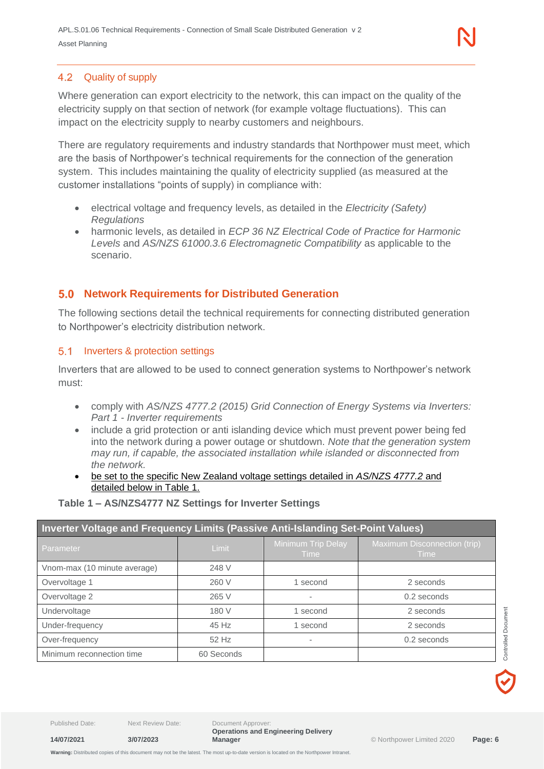## 4.2 Quality of supply

Where generation can export electricity to the network, this can impact on the quality of the electricity supply on that section of network (for example voltage fluctuations). This can impact on the electricity supply to nearby customers and neighbours.

There are regulatory requirements and industry standards that Northpower must meet, which are the basis of Northpower's technical requirements for the connection of the generation system. This includes maintaining the quality of electricity supplied (as measured at the customer installations "points of supply) in compliance with:

- electrical voltage and frequency levels, as detailed in the *Electricity (Safety) Regulations*
- harmonic levels, as detailed in *ECP 36 NZ Electrical Code of Practice for Harmonic Levels* and *AS/NZS 61000.3.6 Electromagnetic Compatibility* as applicable to the scenario.

# 5.0 Network Requirements for Distributed Generation

The following sections detail the technical requirements for connecting distributed generation to Northpower's electricity distribution network.

## 5.1 Inverters & protection settings

Inverters that are allowed to be used to connect generation systems to Northpower's network must:

- comply with *AS/NZS 4777.2 (2015) Grid Connection of Energy Systems via Inverters: Part 1 - Inverter requirements*
- include a grid protection or anti islanding device which must prevent power being fed into the network during a power outage or shutdown. *Note that the generation system may run, if capable, the associated installation while islanded or disconnected from the network.*
- be set to the specific New Zealand voltage settings detailed in *AS/NZS 4777.2* and detailed below in Table 1.

**Table 1 – AS/NZS4777 NZ Settings for Inverter Settings**

| Inverter Voltage and Frequency Limits (Passive Anti-Islanding Set-Point Values) | | | |
|---|---|---|---|
| Parameter | Limit | Minimum Trip Delay Time | Maximum Disconnection (trip) Time |
| Vnom-max (10 minute average) | 248 V | | |
| Overvoltage 1 | 260 V | 1 second | 2 seconds |
| Overvoltage 2 | 265 V | - | 0.2 seconds |
| Undervoltage | 180 V | 1 second | 2 seconds |
| Under-frequency | 45 Hz | 1 second | 2 seconds |
| Over-frequency | 52 Hz | - | 0.2 seconds |
| Minimum reconnection time | 60 Seconds | | |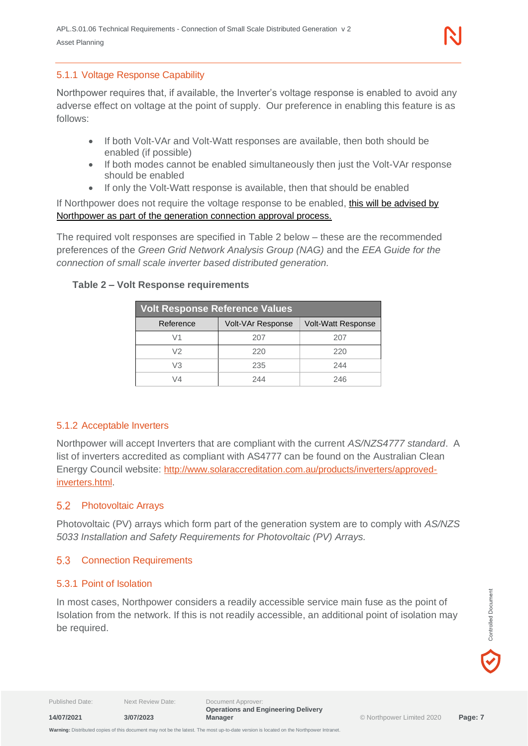### 5.1.1 Voltage Response Capability

Northpower requires that, if available, the Inverter's voltage response is enabled to avoid any adverse effect on voltage at the point of supply. Our preference in enabling this feature is as follows:

- If both Volt-VAr and Volt-Watt responses are available, then both should be enabled (if possible)
- If both modes cannot be enabled simultaneously then just the Volt-VAr response should be enabled
- If only the Volt-Watt response is available, then that should be enabled

If Northpower does not require the voltage response to be enabled, this will be advised by Northpower as part of the generation connection approval process.

The required volt responses are specified in Table 2 below – these are the recommended preferences of the *Green Grid Network Analysis Group (NAG)* and the *EEA Guide for the connection of small scale inverter based distributed generation.*

**Table 2 – Volt Response requirements**

| Volt Response Reference Values | | |
|---|---|---|
| Reference | Volt-VAr Response | Volt-Watt Response |
| V1 | 207 | 207 |
| V2 | 220 | 220 |
| V3 | 235 | 244 |
| V4 | 244 | 246 |

### 5.1.2 Acceptable Inverters

Northpower will accept Inverters that are compliant with the current *AS/NZS4777 standard*. A list of inverters accredited as compliant with AS4777 can be found on the Australian Clean Energy Council website: http://www.solaraccreditation.com.au/products/inverters/approved-inverters.html.

## 5.2 Photovoltaic Arrays

Photovoltaic (PV) arrays which form part of the generation system are to comply with *AS/NZS 5033 Installation and Safety Requirements for Photovoltaic (PV) Arrays.*

## 5.3 Connection Requirements

### 5.3.1 Point of Isolation

In most cases, Northpower considers a readily accessible service main fuse as the point of Isolation from the network. If this is not readily accessible, an additional point of isolation may be required.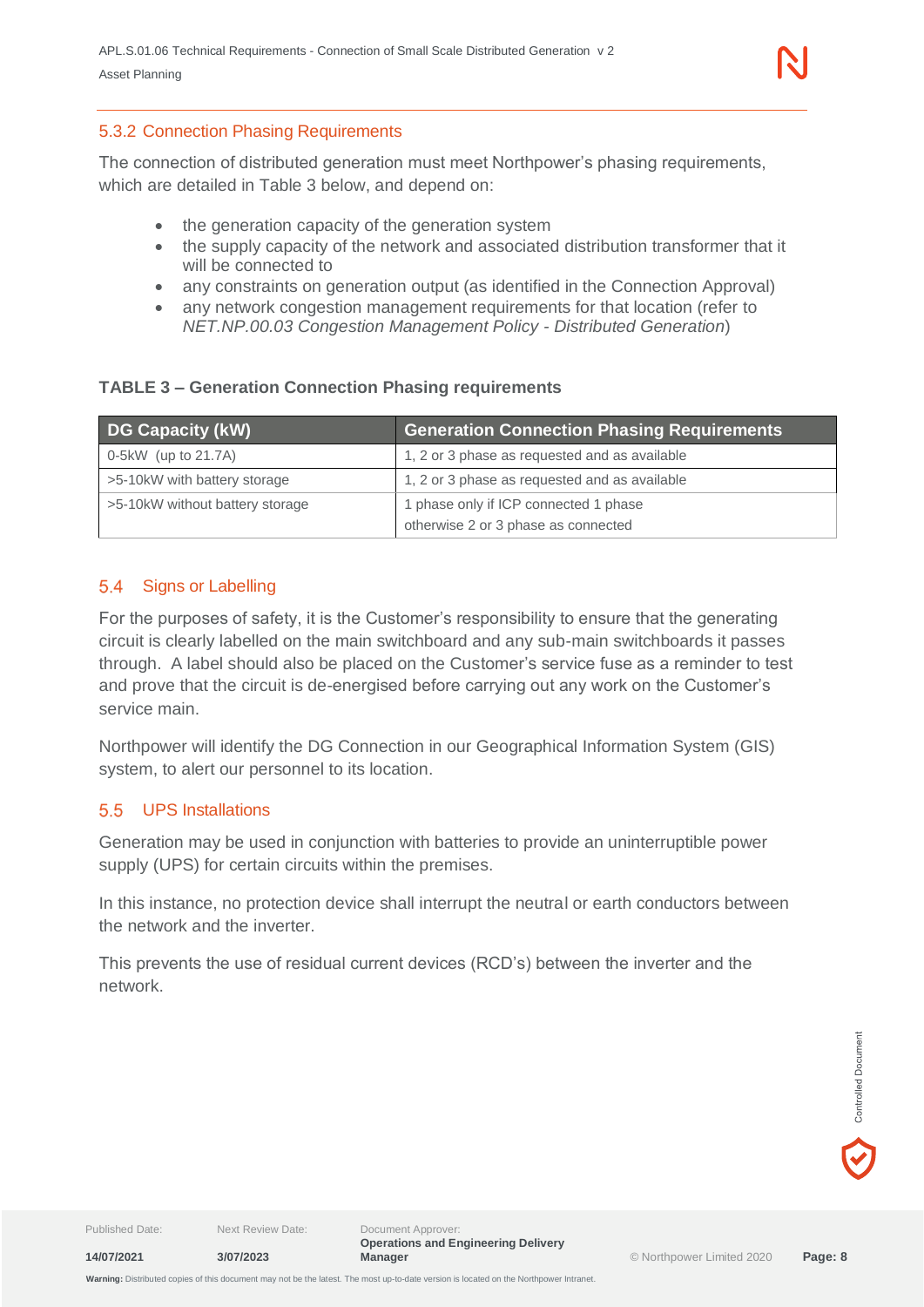### 5.3.2 Connection Phasing Requirements

The connection of distributed generation must meet Northpower's phasing requirements, which are detailed in Table 3 below, and depend on:

- the generation capacity of the generation system
- the supply capacity of the network and associated distribution transformer that it will be connected to
- any constraints on generation output (as identified in the Connection Approval)
- any network congestion management requirements for that location (refer to *NET.NP.00.03 Congestion Management Policy - Distributed Generation*)

**TABLE 3 – Generation Connection Phasing requirements**

| DG Capacity (kW) | Generation Connection Phasing Requirements |
|---|---|
| 0-5kW (up to 21.7A) | 1, 2 or 3 phase as requested and as available |
| >5-10kW with battery storage | 1, 2 or 3 phase as requested and as available |
| >5-10kW without battery storage | 1 phase only if ICP connected 1 phase<br>otherwise 2 or 3 phase as connected |

## 5.4 Signs or Labelling

For the purposes of safety, it is the Customer's responsibility to ensure that the generating circuit is clearly labelled on the main switchboard and any sub-main switchboards it passes through. A label should also be placed on the Customer's service fuse as a reminder to test and prove that the circuit is de-energised before carrying out any work on the Customer's service main.

Northpower will identify the DG Connection in our Geographical Information System (GIS) system, to alert our personnel to its location.

## 5.5 UPS Installations

Generation may be used in conjunction with batteries to provide an uninterruptible power supply (UPS) for certain circuits within the premises.

In this instance, no protection device shall interrupt the neutral or earth conductors between the network and the inverter.

This prevents the use of residual current devices (RCD's) between the inverter and the network.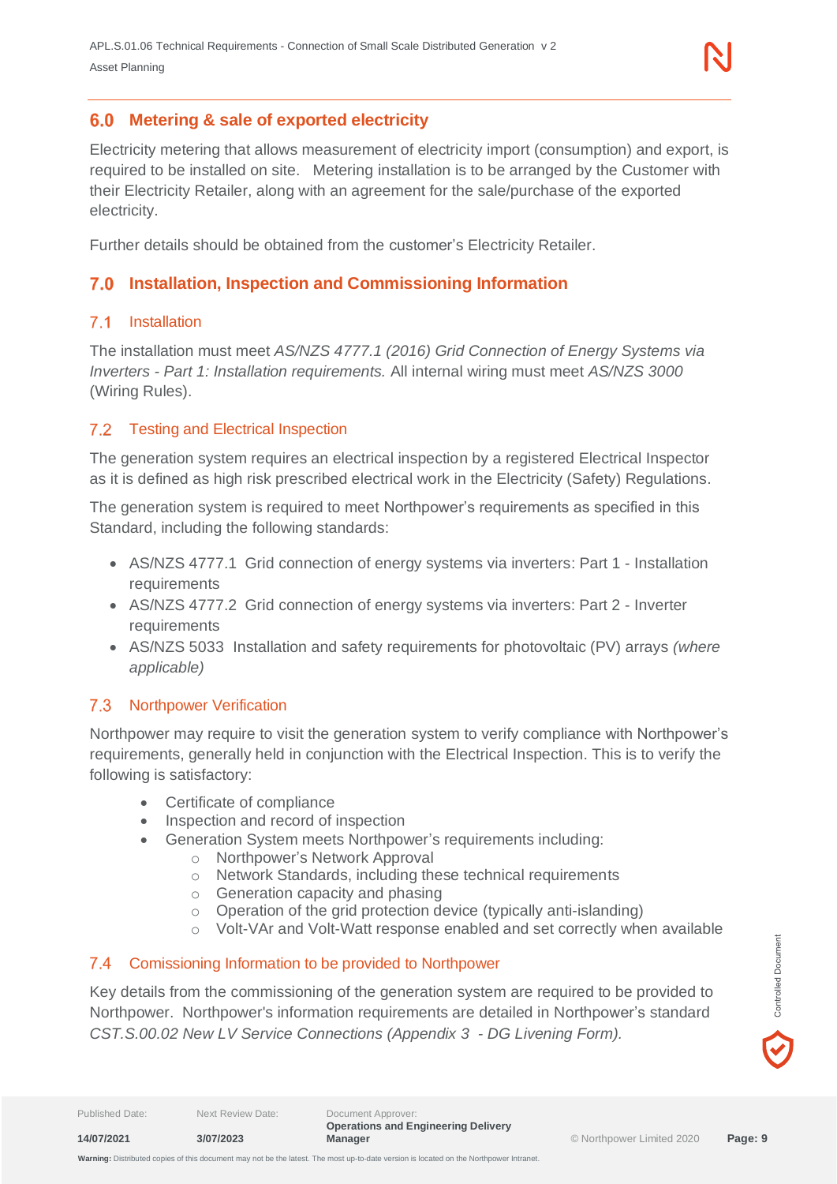## 6.0 Metering & sale of exported electricity

Electricity metering that allows measurement of electricity import (consumption) and export, is required to be installed on site. Metering installation is to be arranged by the Customer with their Electricity Retailer, along with an agreement for the sale/purchase of the exported electricity.

Further details should be obtained from the customer's Electricity Retailer.

## 7.0 Installation, Inspection and Commissioning Information

### 7.1 Installation

The installation must meet *AS/NZS 4777.1 (2016) Grid Connection of Energy Systems via Inverters - Part 1: Installation requirements.* All internal wiring must meet *AS/NZS 3000* (Wiring Rules).

### 7.2 Testing and Electrical Inspection

The generation system requires an electrical inspection by a registered Electrical Inspector as it is defined as high risk prescribed electrical work in the Electricity (Safety) Regulations.

The generation system is required to meet Northpower's requirements as specified in this Standard, including the following standards:

- AS/NZS 4777.1 Grid connection of energy systems via inverters: Part 1 - Installation requirements
- AS/NZS 4777.2 Grid connection of energy systems via inverters: Part 2 - Inverter requirements
- AS/NZS 5033 Installation and safety requirements for photovoltaic (PV) arrays *(where applicable)*

### 7.3 Northpower Verification

Northpower may require to visit the generation system to verify compliance with Northpower's requirements, generally held in conjunction with the Electrical Inspection. This is to verify the following is satisfactory:

- Certificate of compliance
- Inspection and record of inspection
- Generation System meets Northpower's requirements including:
  - Northpower's Network Approval
  - Network Standards, including these technical requirements
  - Generation capacity and phasing
  - Operation of the grid protection device (typically anti-islanding)
  - Volt-VAr and Volt-Watt response enabled and set correctly when available

### 7.4 Comissioning Information to be provided to Northpower

Key details from the commissioning of the generation system are required to be provided to Northpower. Northpower's information requirements are detailed in Northpower's standard *CST.S.00.02 New LV Service Connections (Appendix 3 - DG Livening Form).*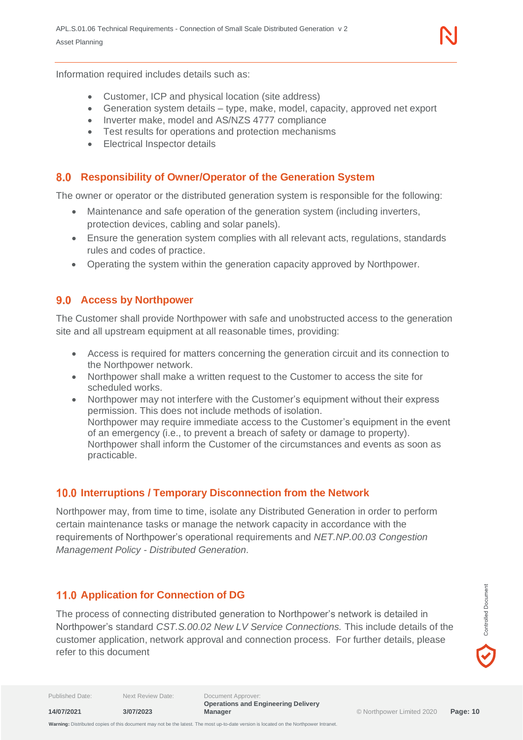Information required includes details such as:

- Customer, ICP and physical location (site address)
- Generation system details – type, make, model, capacity, approved net export
- Inverter make, model and AS/NZS 4777 compliance
- Test results for operations and protection mechanisms
- Electrical Inspector details

## 8.0 Responsibility of Owner/Operator of the Generation System

The owner or operator or the distributed generation system is responsible for the following:

- Maintenance and safe operation of the generation system (including inverters, protection devices, cabling and solar panels).
- Ensure the generation system complies with all relevant acts, regulations, standards rules and codes of practice.
- Operating the system within the generation capacity approved by Northpower.

## 9.0 Access by Northpower

The Customer shall provide Northpower with safe and unobstructed access to the generation site and all upstream equipment at all reasonable times, providing:

- Access is required for matters concerning the generation circuit and its connection to the Northpower network.
- Northpower shall make a written request to the Customer to access the site for scheduled works.
- Northpower may not interfere with the Customer's equipment without their express permission. This does not include methods of isolation.
  Northpower may require immediate access to the Customer's equipment in the event of an emergency (i.e., to prevent a breach of safety or damage to property). Northpower shall inform the Customer of the circumstances and events as soon as practicable.

## 10.0 Interruptions / Temporary Disconnection from the Network

Northpower may, from time to time, isolate any Distributed Generation in order to perform certain maintenance tasks or manage the network capacity in accordance with the requirements of Northpower's operational requirements and *NET.NP.00.03 Congestion Management Policy - Distributed Generation.*

## 11.0 Application for Connection of DG

The process of connecting distributed generation to Northpower's network is detailed in Northpower's standard *CST.S.00.02 New LV Service Connections.* This include details of the customer application, network approval and connection process. For further details, please refer to this document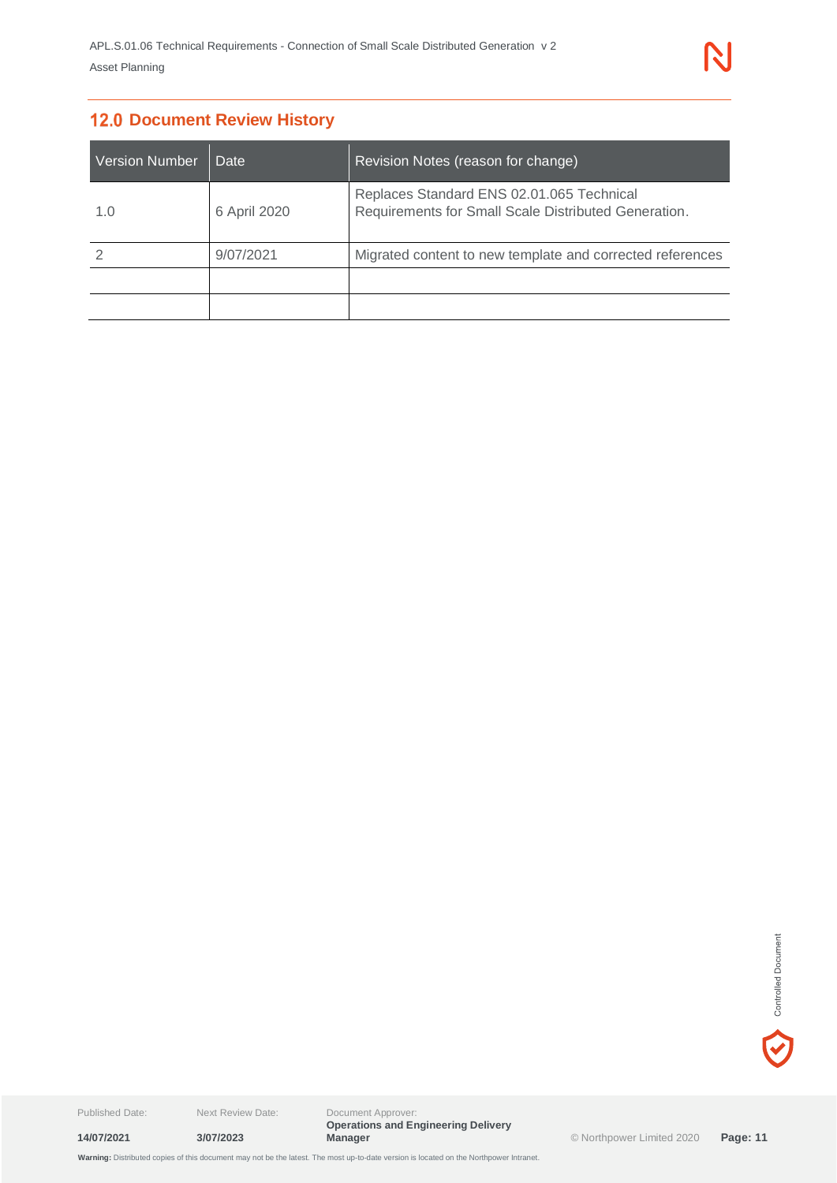## 12.0 Document Review History

| Version Number | Date | Revision Notes (reason for change) |
| --- | --- | --- |
| 1.0 | 6 April 2020 | Replaces Standard ENS 02.01.065 Technical Requirements for Small Scale Distributed Generation. |
| 2 | 9/07/2021 | Migrated content to new template and corrected references |
| | | |
| | | |